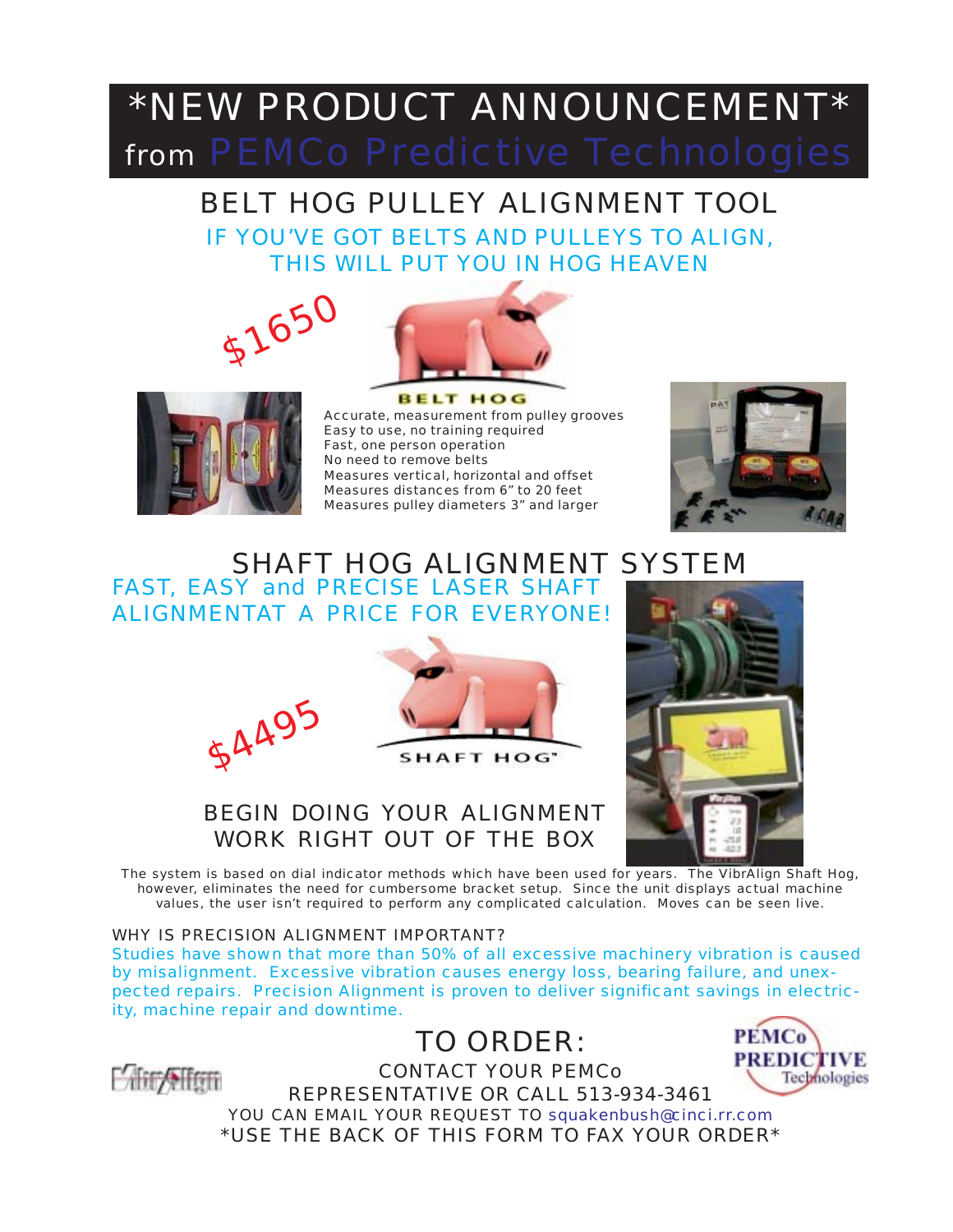# *NEW PRODUCT ANNOUNCEMENT*

from PEMCo Predictive Technologies

## BELT HOG PULLEY ALIGNMENT TOOL

IF YOU'VE GOT BELTS AND PULLEYS TO ALIGN, THIS WILL PUT YOU IN HOG HEAVEN

$1650

BELT HOG

- Accurate, measurement from pulley grooves
- Easy to use, no training required
- Fast, one person operation
- No need to remove belts
- Measures vertical, horizontal and offset
- Measures distances from 6" to 20 feet
- Measures pulley diameters 3" and larger

## SHAFT HOG ALIGNMENT SYSTEM

FAST, EASY and PRECISE LASER SHAFT ALIGNMENTAT A PRICE FOR EVERYONE!

$4495

SHAFT HOG

BEGIN DOING YOUR ALIGNMENT WORK RIGHT OUT OF THE BOX

The system is based on dial indicator methods which have been used for years. The VibrAlign Shaft Hog, however, eliminates the need for cumbersome bracket setup. Since the unit displays actual machine values, the user isn't required to perform any complicated calculation. Moves can be seen live.

WHY IS PRECISION ALIGNMENT IMPORTANT?

Studies have shown that more than 50% of all excessive machinery vibration is caused by misalignment. Excessive vibration causes energy loss, bearing failure, and unexpected repairs. Precision Alignment is proven to deliver significant savings in electricity, machine repair and downtime.

## TO ORDER:

CONTACT YOUR PEMCo REPRESENTATIVE OR CALL 513-934-3461

YOU CAN EMAIL YOUR REQUEST TO squakenbush@cinci.rr.com

*USE THE BACK OF THIS FORM TO FAX YOUR ORDER*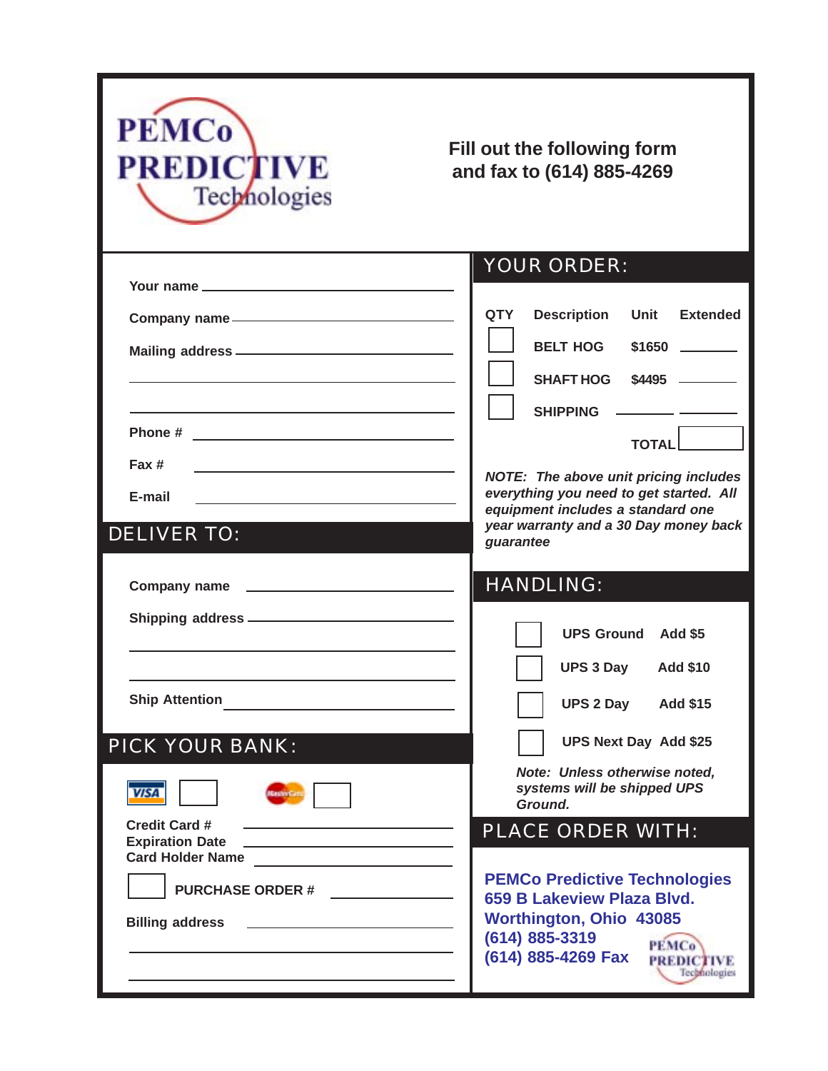PEMCo PREDICTIVE Technologies

**Fill out the following form and fax to (614) 885-4269**

Your name ____________________

Company name ____________________

Mailing address ____________________

____________________

____________________

Phone # ____________________

Fax # ____________________

E-mail ____________________

## DELIVER TO:

Company name ____________________

Shipping address ____________________

____________________

____________________

Ship Attention ____________________

## PICK YOUR BANK:

VISA ☐ MasterCard ☐

Credit Card # ____________________

Expiration Date ____________________

Card Holder Name ____________________

☐ PURCHASE ORDER # ____________________

Billing address ____________________

____________________

____________________

## YOUR ORDER:

| QTY | Description | Unit | Extended |
|---|---|---|---|
| ☐ | BELT HOG | $1650 | ______ |
| ☐ | SHAFT HOG | $4495 | ______ |
| ☐ | SHIPPING | ______ | ______ |
| | | TOTAL | ☐ |

***NOTE: The above unit pricing includes everything you need to get started. All equipment includes a standard one year warranty and a 30 Day money back guarantee***

## HANDLING:

| | | |
|---|---|---|
| ☐ | UPS Ground | Add $5 |
| ☐ | UPS 3 Day | Add $10 |
| ☐ | UPS 2 Day | Add $15 |
| ☐ | UPS Next Day | Add $25 |

***Note: Unless otherwise noted, systems will be shipped UPS Ground.***

## PLACE ORDER WITH:

**PEMCo Predictive Technologies**
**659 B Lakeview Plaza Blvd.**
**Worthington, Ohio 43085**
**(614) 885-3319**
**(614) 885-4269 Fax**

PEMCo PREDICTIVE Technologies